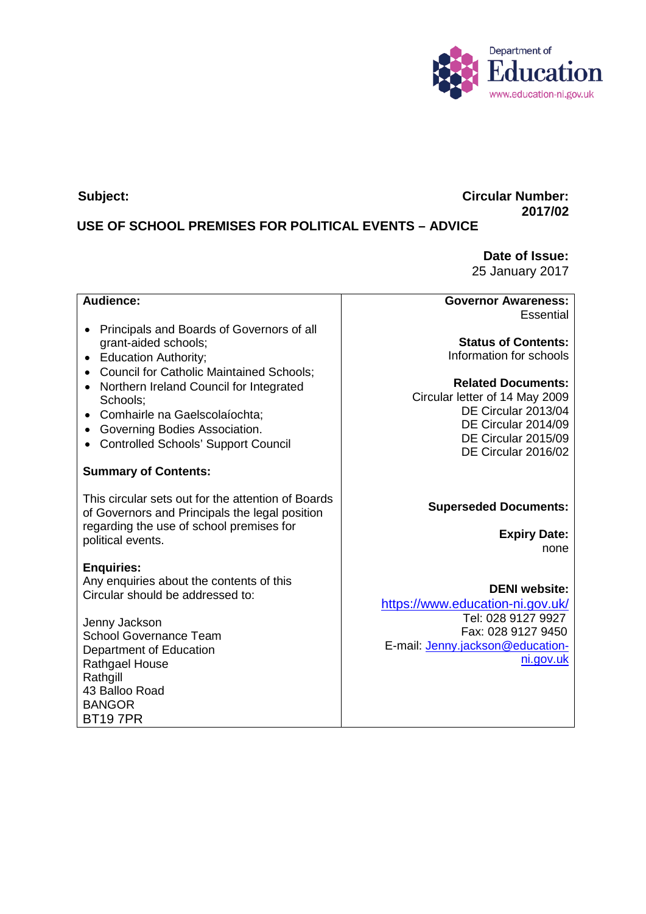Department of Education
www.education-ni.gov.uk

**Subject:**

**Circular Number:**
**2017/02**

**USE OF SCHOOL PREMISES FOR POLITICAL EVENTS – ADVICE**

**Date of Issue:**
25 January 2017

**Audience:**

- Principals and Boards of Governors of all grant-aided schools;
- Education Authority;
- Council for Catholic Maintained Schools;
- Northern Ireland Council for Integrated Schools;
- Comhairle na Gaelscolaíochta;
- Governing Bodies Association.
- Controlled Schools' Support Council

**Summary of Contents:**

This circular sets out for the attention of Boards of Governors and Principals the legal position regarding the use of school premises for political events.

**Enquiries:**
Any enquiries about the contents of this Circular should be addressed to:

Jenny Jackson
School Governance Team
Department of Education
Rathgael House
Rathgill
43 Balloo Road
BANGOR
BT19 7PR

**Governor Awareness:**
Essential

**Status of Contents:**
Information for schools

**Related Documents:**
Circular letter of 14 May 2009
DE Circular 2013/04
DE Circular 2014/09
DE Circular 2015/09
DE Circular 2016/02

**Superseded Documents:**

**Expiry Date:**
none

**DENI website:**
https://www.education-ni.gov.uk/
Tel: 028 9127 9927
Fax: 028 9127 9450
E-mail: Jenny.jackson@education-ni.gov.uk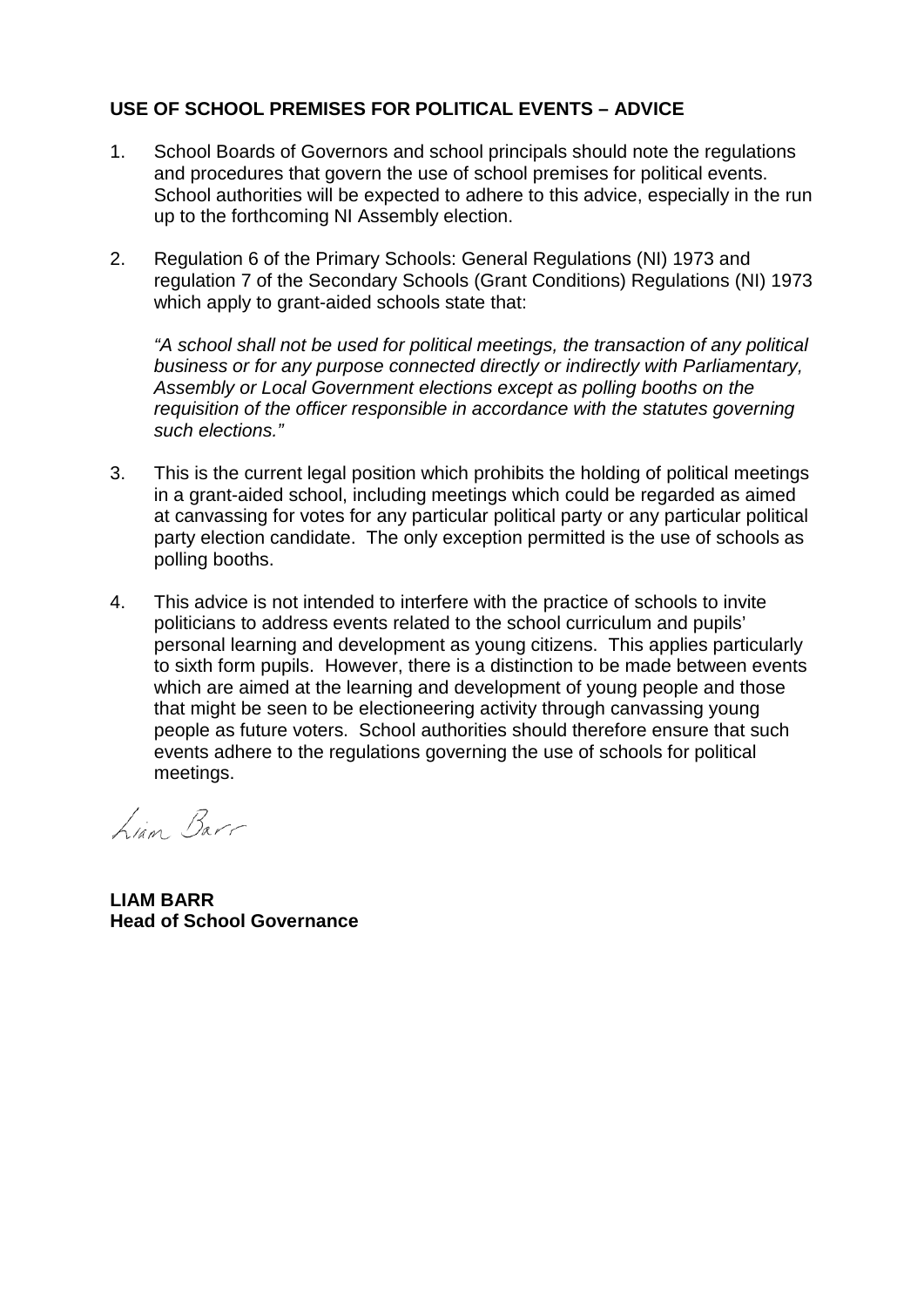**USE OF SCHOOL PREMISES FOR POLITICAL EVENTS – ADVICE**

1. School Boards of Governors and school principals should note the regulations and procedures that govern the use of school premises for political events. School authorities will be expected to adhere to this advice, especially in the run up to the forthcoming NI Assembly election.

2. Regulation 6 of the Primary Schools: General Regulations (NI) 1973 and regulation 7 of the Secondary Schools (Grant Conditions) Regulations (NI) 1973 which apply to grant-aided schools state that:

   *"A school shall not be used for political meetings, the transaction of any political business or for any purpose connected directly or indirectly with Parliamentary, Assembly or Local Government elections except as polling booths on the requisition of the officer responsible in accordance with the statutes governing such elections."*

3. This is the current legal position which prohibits the holding of political meetings in a grant-aided school, including meetings which could be regarded as aimed at canvassing for votes for any particular political party or any particular political party election candidate. The only exception permitted is the use of schools as polling booths.

4. This advice is not intended to interfere with the practice of schools to invite politicians to address events related to the school curriculum and pupils' personal learning and development as young citizens. This applies particularly to sixth form pupils. However, there is a distinction to be made between events which are aimed at the learning and development of young people and those that might be seen to be electioneering activity through canvassing young people as future voters. School authorities should therefore ensure that such events adhere to the regulations governing the use of schools for political meetings.

Liam Barr

**LIAM BARR**
**Head of School Governance**